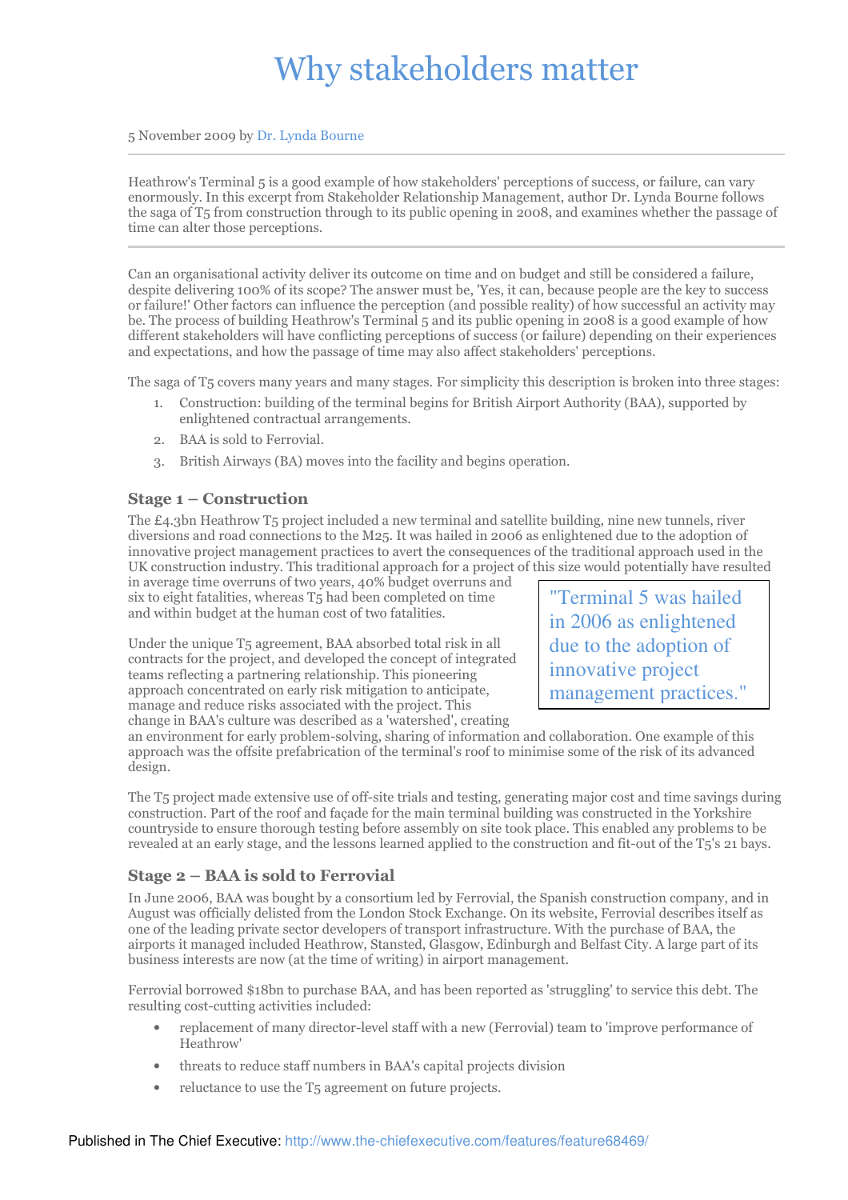# Why stakeholders matter

5 November 2009 by Dr. Lynda Bourne

Heathrow's Terminal 5 is a good example of how stakeholders' perceptions of success, or failure, can vary enormously. In this excerpt from Stakeholder Relationship Management, author Dr. Lynda Bourne follows the saga of T5 from construction through to its public opening in 2008, and examines whether the passage of time can alter those perceptions.

Can an organisational activity deliver its outcome on time and on budget and still be considered a failure, despite delivering 100% of its scope? The answer must be, 'Yes, it can, because people are the key to success or failure!' Other factors can influence the perception (and possible reality) of how successful an activity may be. The process of building Heathrow's Terminal 5 and its public opening in 2008 is a good example of how different stakeholders will have conflicting perceptions of success (or failure) depending on their experiences and expectations, and how the passage of time may also affect stakeholders' perceptions.

The saga of T5 covers many years and many stages. For simplicity this description is broken into three stages:

1. Construction: building of the terminal begins for British Airport Authority (BAA), supported by enlightened contractual arrangements.
2. BAA is sold to Ferrovial.
3. British Airways (BA) moves into the facility and begins operation.

## Stage 1 – Construction

The £4.3bn Heathrow T5 project included a new terminal and satellite building, nine new tunnels, river diversions and road connections to the M25. It was hailed in 2006 as enlightened due to the adoption of innovative project management practices to avert the consequences of the traditional approach used in the UK construction industry. This traditional approach for a project of this size would potentially have resulted in average time overruns of two years, 40% budget overruns and six to eight fatalities, whereas T5 had been completed on time and within budget at the human cost of two fatalities.

> "Terminal 5 was hailed in 2006 as enlightened due to the adoption of innovative project management practices."

Under the unique T5 agreement, BAA absorbed total risk in all contracts for the project, and developed the concept of integrated teams reflecting a partnering relationship. This pioneering approach concentrated on early risk mitigation to anticipate, manage and reduce risks associated with the project. This change in BAA's culture was described as a 'watershed', creating an environment for early problem-solving, sharing of information and collaboration. One example of this approach was the offsite prefabrication of the terminal's roof to minimise some of the risk of its advanced design.

The T5 project made extensive use of off-site trials and testing, generating major cost and time savings during construction. Part of the roof and façade for the main terminal building was constructed in the Yorkshire countryside to ensure thorough testing before assembly on site took place. This enabled any problems to be revealed at an early stage, and the lessons learned applied to the construction and fit-out of the T5's 21 bays.

## Stage 2 – BAA is sold to Ferrovial

In June 2006, BAA was bought by a consortium led by Ferrovial, the Spanish construction company, and in August was officially delisted from the London Stock Exchange. On its website, Ferrovial describes itself as one of the leading private sector developers of transport infrastructure. With the purchase of BAA, the airports it managed included Heathrow, Stansted, Glasgow, Edinburgh and Belfast City. A large part of its business interests are now (at the time of writing) in airport management.

Ferrovial borrowed $18bn to purchase BAA, and has been reported as 'struggling' to service this debt. The resulting cost-cutting activities included:

- replacement of many director-level staff with a new (Ferrovial) team to 'improve performance of Heathrow'
- threats to reduce staff numbers in BAA's capital projects division
- reluctance to use the T5 agreement on future projects.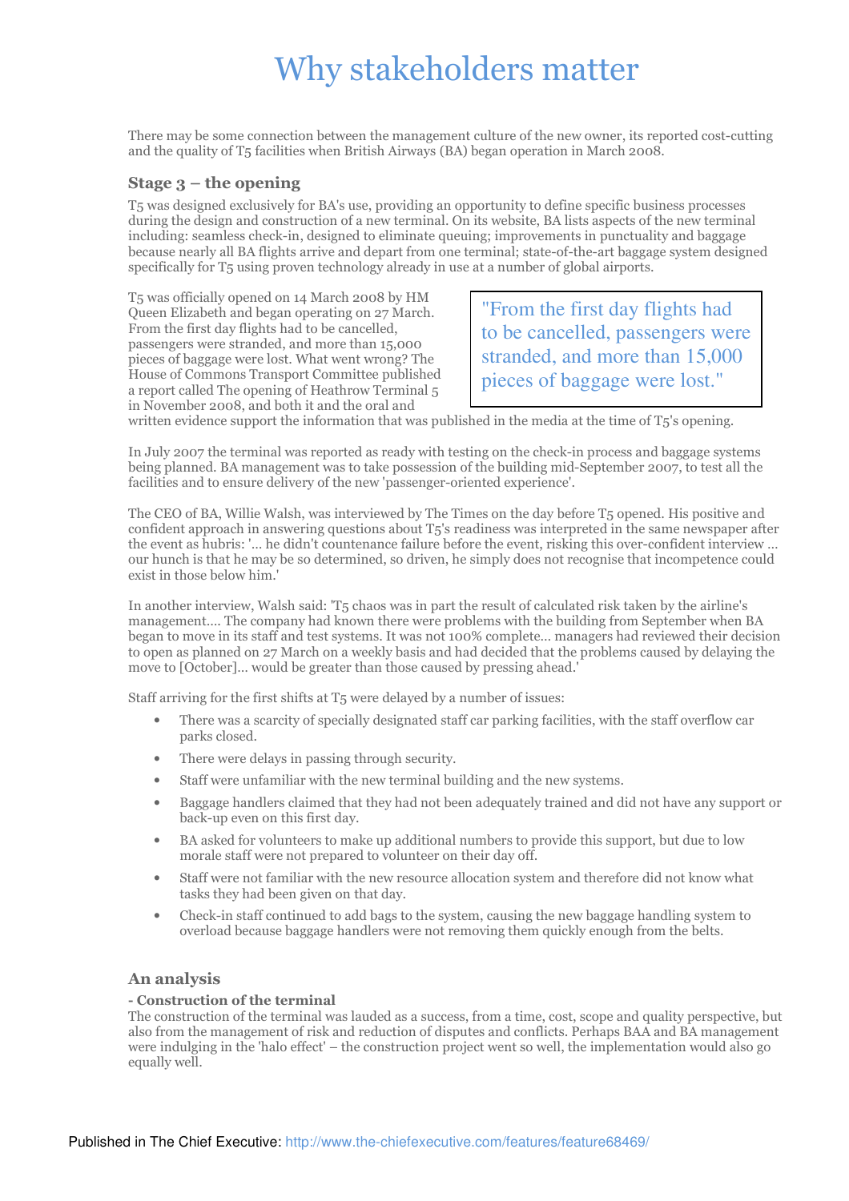# Why stakeholders matter

There may be some connection between the management culture of the new owner, its reported cost-cutting and the quality of T5 facilities when British Airways (BA) began operation in March 2008.

### Stage 3 – the opening

T5 was designed exclusively for BA's use, providing an opportunity to define specific business processes during the design and construction of a new terminal. On its website, BA lists aspects of the new terminal including: seamless check-in, designed to eliminate queuing; improvements in punctuality and baggage because nearly all BA flights arrive and depart from one terminal; state-of-the-art baggage system designed specifically for T5 using proven technology already in use at a number of global airports.

T5 was officially opened on 14 March 2008 by HM Queen Elizabeth and began operating on 27 March. From the first day flights had to be cancelled, passengers were stranded, and more than 15,000 pieces of baggage were lost. What went wrong? The House of Commons Transport Committee published a report called The opening of Heathrow Terminal 5 in November 2008, and both it and the oral and written evidence support the information that was published in the media at the time of T5's opening.

> "From the first day flights had to be cancelled, passengers were stranded, and more than 15,000 pieces of baggage were lost."

In July 2007 the terminal was reported as ready with testing on the check-in process and baggage systems being planned. BA management was to take possession of the building mid-September 2007, to test all the facilities and to ensure delivery of the new 'passenger-oriented experience'.

The CEO of BA, Willie Walsh, was interviewed by The Times on the day before T5 opened. His positive and confident approach in answering questions about T5's readiness was interpreted in the same newspaper after the event as hubris: '... he didn't countenance failure before the event, risking this over-confident interview ... our hunch is that he may be so determined, so driven, he simply does not recognise that incompetence could exist in those below him.'

In another interview, Walsh said: 'T5 chaos was in part the result of calculated risk taken by the airline's management.... The company had known there were problems with the building from September when BA began to move in its staff and test systems. It was not 100% complete... managers had reviewed their decision to open as planned on 27 March on a weekly basis and had decided that the problems caused by delaying the move to [October]... would be greater than those caused by pressing ahead.'

Staff arriving for the first shifts at T5 were delayed by a number of issues:

- There was a scarcity of specially designated staff car parking facilities, with the staff overflow car parks closed.
- There were delays in passing through security.
- Staff were unfamiliar with the new terminal building and the new systems.
- Baggage handlers claimed that they had not been adequately trained and did not have any support or back-up even on this first day.
- BA asked for volunteers to make up additional numbers to provide this support, but due to low morale staff were not prepared to volunteer on their day off.
- Staff were not familiar with the new resource allocation system and therefore did not know what tasks they had been given on that day.
- Check-in staff continued to add bags to the system, causing the new baggage handling system to overload because baggage handlers were not removing them quickly enough from the belts.

### An analysis

**- Construction of the terminal**

The construction of the terminal was lauded as a success, from a time, cost, scope and quality perspective, but also from the management of risk and reduction of disputes and conflicts. Perhaps BAA and BA management were indulging in the 'halo effect' – the construction project went so well, the implementation would also go equally well.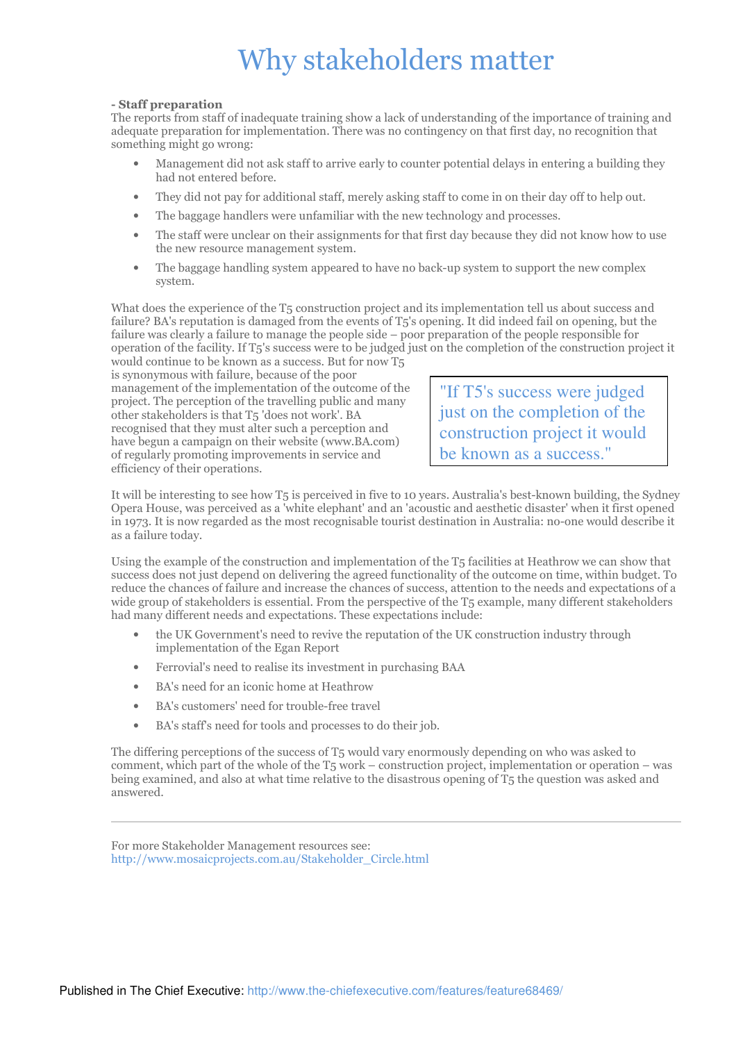# Why stakeholders matter

**- Staff preparation**

The reports from staff of inadequate training show a lack of understanding of the importance of training and adequate preparation for implementation. There was no contingency on that first day, no recognition that something might go wrong:

- Management did not ask staff to arrive early to counter potential delays in entering a building they had not entered before.
- They did not pay for additional staff, merely asking staff to come in on their day off to help out.
- The baggage handlers were unfamiliar with the new technology and processes.
- The staff were unclear on their assignments for that first day because they did not know how to use the new resource management system.
- The baggage handling system appeared to have no back-up system to support the new complex system.

What does the experience of the T5 construction project and its implementation tell us about success and failure? BA's reputation is damaged from the events of T5's opening. It did indeed fail on opening, but the failure was clearly a failure to manage the people side – poor preparation of the people responsible for operation of the facility. If T5's success were to be judged just on the completion of the construction project it would continue to be known as a success. But for now T5 is synonymous with failure, because of the poor management of the implementation of the outcome of the project. The perception of the travelling public and many other stakeholders is that T5 'does not work'. BA recognised that they must alter such a perception and have begun a campaign on their website (www.BA.com) of regularly promoting improvements in service and efficiency of their operations.

> "If T5's success were judged just on the completion of the construction project it would be known as a success."

It will be interesting to see how T5 is perceived in five to 10 years. Australia's best-known building, the Sydney Opera House, was perceived as a 'white elephant' and an 'acoustic and aesthetic disaster' when it first opened in 1973. It is now regarded as the most recognisable tourist destination in Australia: no-one would describe it as a failure today.

Using the example of the construction and implementation of the T5 facilities at Heathrow we can show that success does not just depend on delivering the agreed functionality of the outcome on time, within budget. To reduce the chances of failure and increase the chances of success, attention to the needs and expectations of a wide group of stakeholders is essential. From the perspective of the T5 example, many different stakeholders had many different needs and expectations. These expectations include:

- the UK Government's need to revive the reputation of the UK construction industry through implementation of the Egan Report
- Ferrovial's need to realise its investment in purchasing BAA
- BA's need for an iconic home at Heathrow
- BA's customers' need for trouble-free travel
- BA's staff's need for tools and processes to do their job.

The differing perceptions of the success of T5 would vary enormously depending on who was asked to comment, which part of the whole of the T5 work – construction project, implementation or operation – was being examined, and also at what time relative to the disastrous opening of T5 the question was asked and answered.

---

For more Stakeholder Management resources see:
http://www.mosaicprojects.com.au/Stakeholder_Circle.html

Published in The Chief Executive: http://www.the-chiefexecutive.com/features/feature68469/